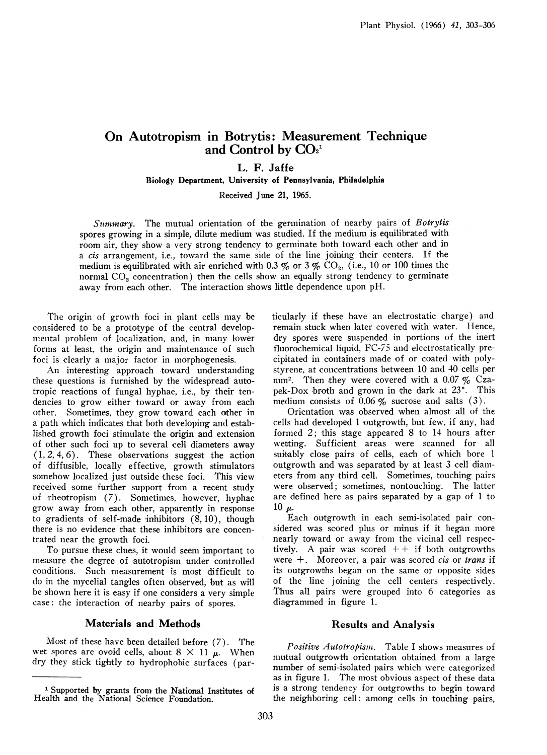# On Autotropism in Botrytis: Measurement Technique and Control by $CO_2$[1]

L. F. Jaffe

Biology Department, University of Pennsylvania, Philadelphia

Received June 21, 1965.

*Summary*. The mutual orientation of the germination of nearby pairs of *Botrytis* spores growing in a simple, dilute medium was studied. If the medium is equilibrated with room air, they show a very strong tendency to germinate both toward each other and in a *cis* arrangement, i.e., toward the same side of the line joining their centers. If the medium is equilibrated with air enriched with 0.3 % or 3 % $CO_2$, (i.e., 10 or 100 times the normal $CO_2$ concentration) then the cells show an equally strong tendency to germinate away from each other. The interaction shows little dependence upon pH.

The origin of growth foci in plant cells may be considered to be a prototype of the central developmental problem of localization, and, in many lower forms at least, the origin and maintenance of such foci is clearly a major factor in morphogenesis.

An interesting approach toward understanding these questions is furnished by the widespread autotropic reactions of fungal hyphae, i.e., by their tendencies to grow either toward or away from each other. Sometimes, they grow toward each other in a path which indicates that both developing and established growth foci stimulate the origin and extension of other such foci up to several cell diameters away (1, 2, 4, 6). These observations suggest the action of diffusible, locally effective, growth stimulators somehow localized just outside these foci. This view received some further support from a recent study of rheotropism (7). Sometimes, however, hyphae grow away from each other, apparently in response to gradients of self-made inhibitors (8, 10), though there is no evidence that these inhibitors are concentrated near the growth foci.

To pursue these clues, it would seem important to measure the degree of autotropism under controlled conditions. Such measurement is most difficult to do in the mycelial tangles often observed, but as will be shown here it is easy if one considers a very simple case: the interaction of nearby pairs of spores.

## Materials and Methods

Most of these have been detailed before (7). The wet spores are ovoid cells, about 8 × 11 μ. When dry they stick tightly to hydrophobic surfaces (particularly if these have an electrostatic charge) and remain stuck when later covered with water. Hence, dry spores were suspended in portions of the inert fluorochemical liquid, FC-75 and electrostatically precipitated in containers made of or coated with polystyrene, at concentrations between 10 and 40 cells per mm$^2$. Then they were covered with a 0.07 % Czapek-Dox broth and grown in the dark at 23°. This medium consists of 0.06 % sucrose and salts (3).

Orientation was observed when almost all of the cells had developed 1 outgrowth, but few, if any, had formed 2; this stage appeared 8 to 14 hours after wetting. Sufficient areas were scanned for all suitably close pairs of cells, each of which bore 1 outgrowth and was separated by at least 3 cell diameters from any third cell. Sometimes, touching pairs were observed; sometimes, nontouching. The latter are defined here as pairs separated by a gap of 1 to 10 μ.

Each outgrowth in each semi-isolated pair considered was scored plus or minus if it began more nearly toward or away from the vicinal cell respectively. A pair was scored ++ if both outgrowths were +. Moreover, a pair was scored *cis* or *trans* if its outgrowths began on the same or opposite sides of the line joining the cell centers respectively. Thus all pairs were grouped into 6 categories as diagrammed in figure 1.

## Results and Analysis

*Positive Autotropism*. Table I shows measures of mutual outgrowth orientation obtained from a large number of semi-isolated pairs which were categorized as in figure 1. The most obvious aspect of these data is a strong tendency for outgrowths to begin toward the neighboring cell: among cells in touching pairs,

[1] Supported by grants from the National Institutes of Health and the National Science Foundation.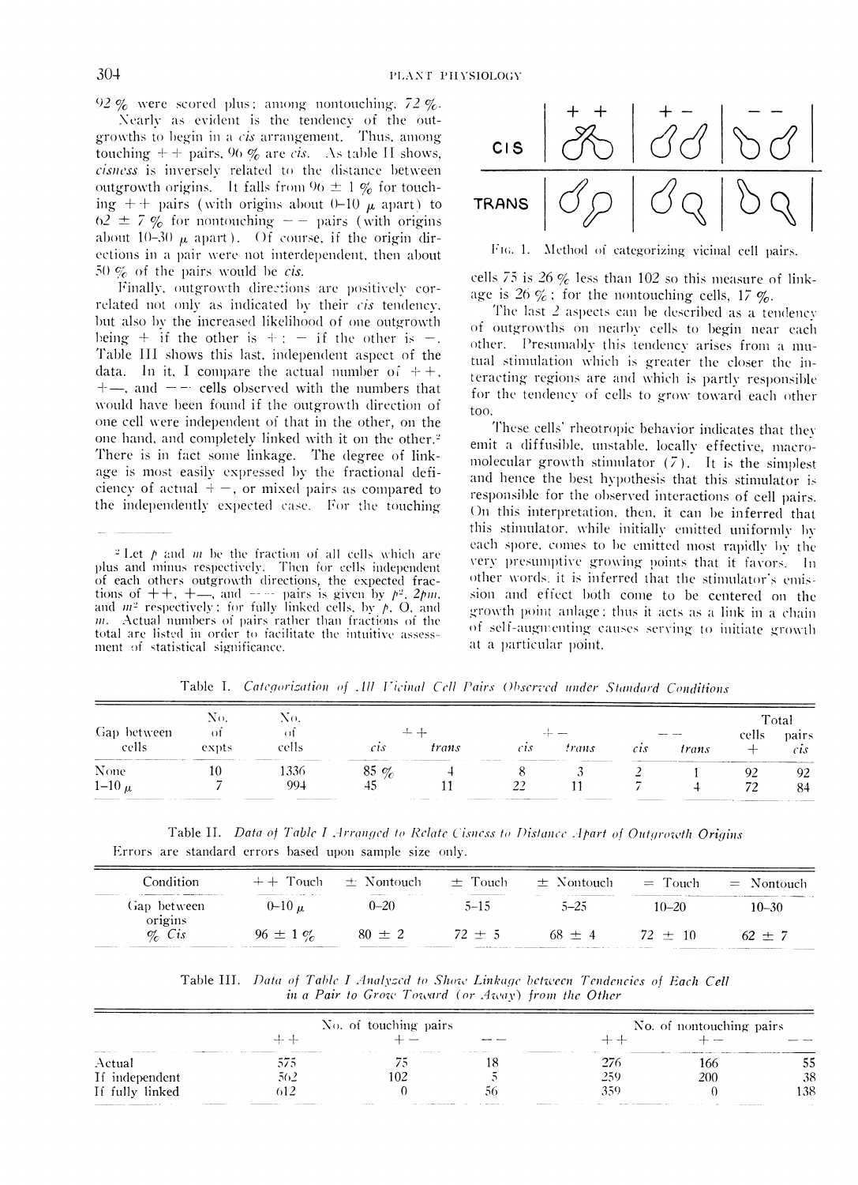92 % were scored plus; among nontouching, 72 %.

Nearly as evident is the tendency of the outgrowths to begin in a *cis* arrangement. Thus, among touching + + pairs, 96 % are *cis*. As table II shows, *cisness* is inversely related to the distance between outgrowth origins. It falls from 96 ± 1 % for touching + + pairs (with origins about 0–10 μ apart) to 62 ± 7 % for nontouching − − pairs (with origins about 10–30 μ apart). Of course, if the origin directions in a pair were not interdependent, then about 50 % of the pairs would be *cis*.

Finally, outgrowth directions are positively correlated not only as indicated by their *cis* tendency, but also by the increased likelihood of one outgrowth being + if the other is +; − if the other is −. Table III shows this last, independent aspect of the data. In it, I compare the actual number of + +, + −, and − − cells observed with the numbers that would have been found if the outgrowth direction of one cell were independent of that in the other, on the one hand, and completely linked with it on the other.[2] There is in fact some linkage. The degree of linkage is most easily expressed by the fractional deficiency of actual + −, or mixed pairs as compared to the independently expected case. For the touching cells 75 is 26 % less than 102 so this measure of linkage is 26 %; for the nontouching cells, 17 %.

The last 2 aspects can be described as a tendency of outgrowths on nearby cells to begin near each other. Presumably this tendency arises from a mutual stimulation which is greater the closer the interacting regions are and which is partly responsible for the tendency of cells to grow toward each other too.

These cells' rheotropic behavior indicates that they emit a diffusible, unstable, locally effective, macromolecular growth stimulator (7). It is the simplest and hence the best hypothesis that this stimulator is responsible for the observed interactions of cell pairs. On this interpretation, then, it can be inferred that this stimulator, while initially emitted uniformly by each spore, comes to be emitted most rapidly by the very presumptive growing points that it favors. In other words, it is inferred that the stimulator's emission and effect both come to be centered on the growth point anlage; thus it acts as a link in a chain of self-augmenting causes serving to initiate growth at a particular point.

| | + + | + − | − − |
|---|---|---|---|
| CIS | | | |
| TRANS | | | |

Fig. 1. Method of categorizing vicinal cell pairs.

[2] Let $p$ and $m$ be the fraction of all cells which are plus and minus respectively. Then for cells independent of each others outgrowth directions, the expected fractions of + +, + −, and − − pairs is given by $p^2$, $2pm$, and $m^2$ respectively; for fully linked cells, by $p$, O, and $m$. Actual numbers of pairs rather than fractions of the total are listed in order to facilitate the intuitive assessment of statistical significance.

Table I. *Categorization of All Vicinal Cell Pairs Observed under Standard Conditions*

| Gap between cells | No. of expts | No. of cells | + + *cis* | + + *trans* | + − *cis* | + − *trans* | − − *cis* | − − *trans* | Total cells + | Total pairs *cis* |
|---|---|---|---|---|---|---|---|---|---|---|
| None | 10 | 1336 | 85 % | 4 | 8 | 3 | 2 | 1 | 92 | 92 |
| 1–10 μ | 7 | 994 | 45 | 11 | 22 | 11 | 7 | 4 | 72 | 84 |

Table II. *Data of Table I Arranged to Relate Cisness to Distance Apart of Outgrowth Origins*

Errors are standard errors based upon sample size only.

| Condition | + + Touch | ± Nontouch | ± Touch | ± Nontouch | = Touch | = Nontouch |
|---|---|---|---|---|---|---|
| Gap between origins | 0–10 μ | 0–20 | 5–15 | 5–25 | 10–20 | 10–30 |
| % *Cis* | 96 ± 1 % | 80 ± 2 | 72 ± 5 | 68 ± 4 | 72 ± 10 | 62 ± 7 |

Table III. *Data of Table I Analyzed to Show Linkage between Tendencies of Each Cell in a Pair to Grow Toward (or Away) from the Other*

| | No. of touching pairs + + | + − | − − | No. of nontouching pairs + + | + − | − − |
|---|---|---|---|---|---|---|
| Actual | 575 | 75 | 18 | 276 | 166 | 55 |
| If independent | 562 | 102 | 5 | 259 | 200 | 38 |
| If fully linked | 612 | 0 | 56 | 359 | 0 | 138 |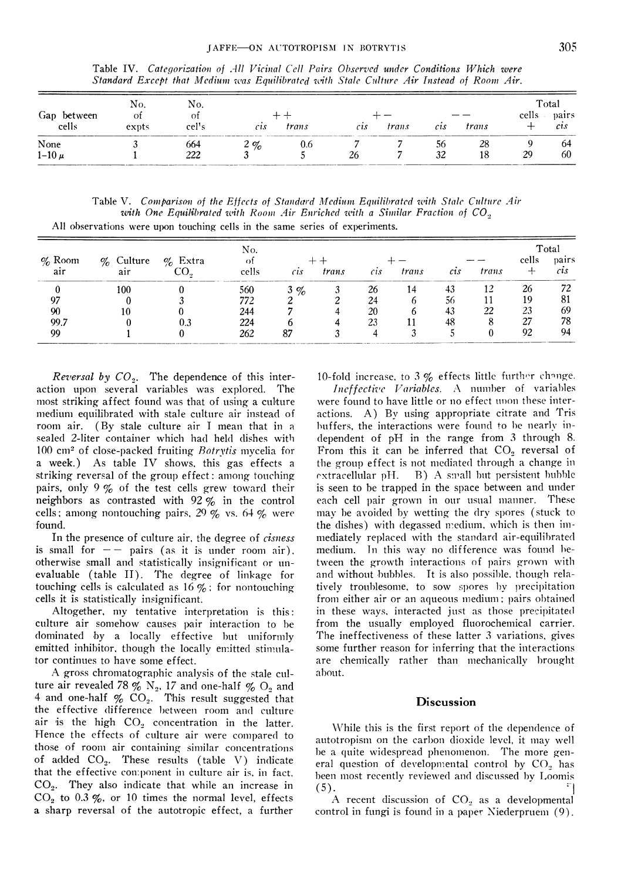Table IV. *Categorization of All Vicinal Cell Pairs Observed under Conditions Which were Standard Except that Medium was Equilibrated with Stale Culture Air Instead of Room Air.*

| Gap between cells | No. of expts | No. of cells | ++ *cis* | ++ *trans* | +− *cis* | +− *trans* | −− *cis* | −− *trans* | Total cells + | Total pairs *cis* |
|---|---|---|---|---|---|---|---|---|---|---|
| None | 3 | 664 | 2 % | 0.6 | 7 | 7 | 56 | 28 | 9 | 64 |
| 1–10 μ | 1 | 222 | 3 | 5 | 26 | 7 | 32 | 18 | 29 | 60 |

Table V. *Comparison of the Effects of Standard Medium Equilibrated with Stale Culture Air with One Equilibrated with Room Air Enriched with a Similar Fraction of* $CO_2$

All observations were upon touching cells in the same series of experiments.

| % Room air | % Culture air | % Extra $CO_2$ | No. of cells | ++ *cis* | ++ *trans* | +− *cis* | +− *trans* | −− *cis* | −− *trans* | Total cells + | Total pairs *cis* |
|---|---|---|---|---|---|---|---|---|---|---|---|
| 0 | 100 | 0 | 560 | 3 % | 3 | 26 | 14 | 43 | 12 | 26 | 72 |
| 97 | 0 | 3 | 772 | 2 | 2 | 24 | 6 | 56 | 11 | 19 | 81 |
| 90 | 10 | 0 | 244 | 7 | 4 | 20 | 6 | 43 | 22 | 23 | 69 |
| 99.7 | 0 | 0.3 | 224 | 6 | 4 | 23 | 11 | 48 | 8 | 27 | 78 |
| 99 | 1 | 0 | 262 | 87 | 3 | 4 | 3 | 5 | 0 | 92 | 94 |

*Reversal by* $CO_2$. The dependence of this interaction upon several variables was explored. The most striking affect found was that of using a culture medium equilibrated with stale culture air instead of room air. (By stale culture air I mean that in a sealed 2-liter container which had held dishes with 100 cm² of close-packed fruiting *Botrytis* mycelia for a week.) As table IV shows, this gas effects a striking reversal of the group effect: among touching pairs, only 9 % of the test cells grew toward their neighbors as contrasted with 92 % in the control cells; among nontouching pairs, 29 % vs. 64 % were found.

In the presence of culture air, the degree of *cisness* is small for −− pairs (as it is under room air), otherwise small and statistically insignificant or unevaluable (table II). The degree of linkage for touching cells is calculated as 16 %; for nontouching cells it is statistically insignificant.

Altogether, my tentative interpretation is this: culture air somehow causes pair interaction to be dominated by a locally effective but uniformly emitted inhibitor, though the locally emitted stimulator continues to have some effect.

A gross chromatographic analysis of the stale culture air revealed 78 % $N_2$, 17 and one-half % $O_2$ and 4 and one-half % $CO_2$. This result suggested that the effective difference between room and culture air is the high $CO_2$ concentration in the latter. Hence the effects of culture air were compared to those of room air containing similar concentrations of added $CO_2$. These results (table V) indicate that the effective component in culture air is, in fact, $CO_2$. They also indicate that while an increase in $CO_2$ to 0.3 %, or 10 times the normal level, effects a sharp reversal of the autotropic effect, a further 10-fold increase, to 3 % effects little further change.

*Ineffective Variables.* A number of variables were found to have little or no effect upon these interactions. A) By using appropriate citrate and Tris buffers, the interactions were found to be nearly independent of pH in the range from 3 through 8. From this it can be inferred that $CO_2$ reversal of the group effect is not mediated through a change in extracellular pH. B) A small but persistent bubble is seen to be trapped in the space between and under each cell pair grown in our usual manner. These may be avoided by wetting the dry spores (stuck to the dishes) with degassed medium, which is then immediately replaced with the standard air-equilibrated medium. In this way no difference was found between the growth interactions of pairs grown with and without bubbles. It is also possible, though relatively troublesome, to sow spores by precipitation from either air or an aqueous medium; pairs obtained in these ways, interacted just as those precipitated from the usually employed fluorochemical carrier. The ineffectiveness of these latter 3 variations, gives some further reason for inferring that the interactions are chemically rather than mechanically brought about.

## Discussion

While this is the first report of the dependence of autotropism on the carbon dioxide level, it may well be a quite widespread phenomenon. The more general question of developmental control by $CO_2$ has been most recently reviewed and discussed by Loomis (5).

A recent discussion of $CO_2$ as a developmental control in fungi is found in a paper Niederpruem (9).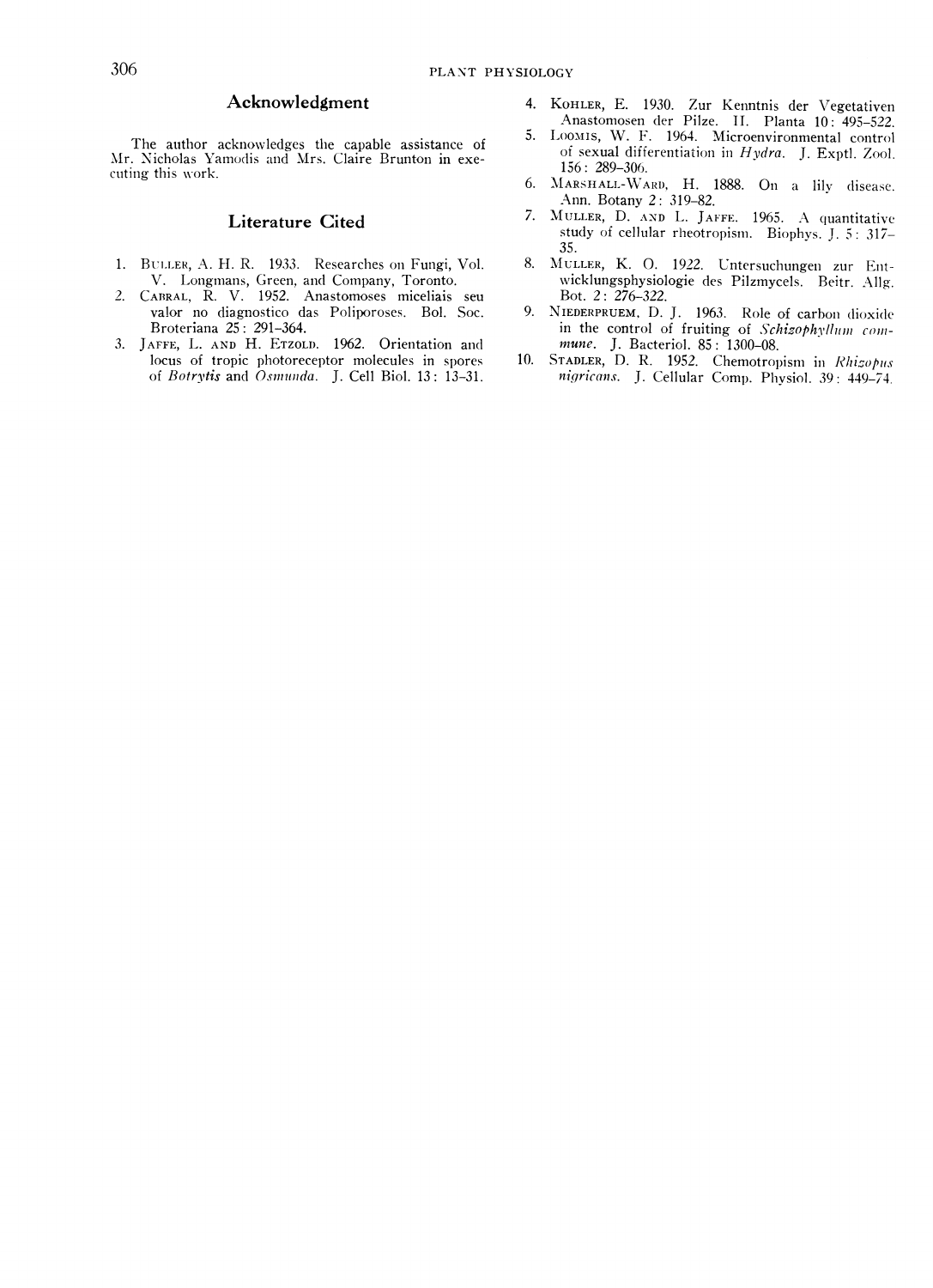## Acknowledgment

The author acknowledges the capable assistance of Mr. Nicholas Yamodis and Mrs. Claire Brunton in executing this work.

## Literature Cited

1. Buller, A. H. R. 1933. Researches on Fungi, Vol. V. Longmans, Green, and Company, Toronto.
2. Cabral, R. V. 1952. Anastomoses miceliais seu valor no diagnostico das Poliporoses. Bol. Soc. Broteriana 25: 291–364.
3. Jaffe, L. and H. Etzold. 1962. Orientation and locus of tropic photoreceptor molecules in spores of *Botrytis* and *Osmunda*. J. Cell Biol. 13: 13–31.
4. Kohler, E. 1930. Zur Kenntnis der Vegetativen Anastomosen der Pilze. II. Planta 10: 495–522.
5. Loomis, W. F. 1964. Microenvironmental control of sexual differentiation in *Hydra*. J. Exptl. Zool. 156: 289–306.
6. Marshall-Ward, H. 1888. On a lily disease. Ann. Botany 2: 319–82.
7. Muller, D. and L. Jaffe. 1965. A quantitative study of cellular rheotropism. Biophys. J. 5: 317–35.
8. Muller, K. O. 1922. Untersuchungen zur Entwicklungsphysiologie des Pilzmycels. Beitr. Allg. Bot. 2: 276–322.
9. Niederpruem, D. J. 1963. Role of carbon dioxide in the control of fruiting of *Schizophyllum commune*. J. Bacteriol. 85: 1300–08.
10. Stadler, D. R. 1952. Chemotropism in *Rhizopus nigricans*. J. Cellular Comp. Physiol. 39: 449–74.